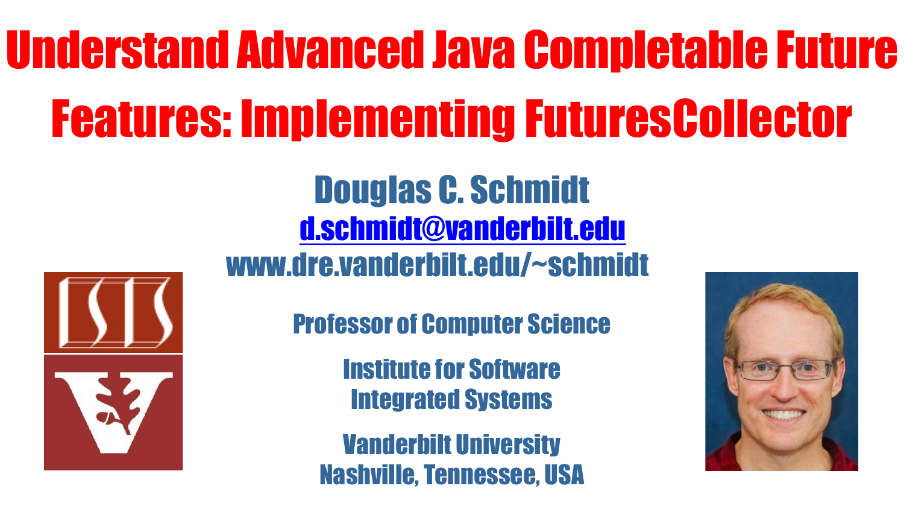# Understand Advanced Java Completable Future Features: Implementing FuturesCollector

**Douglas C. Schmidt**

d.schmidt@vanderbilt.edu

www.dre.vanderbilt.edu/~schmidt

Professor of Computer Science

Institute for Software Integrated Systems

Vanderbilt University
Nashville, Tennessee, USA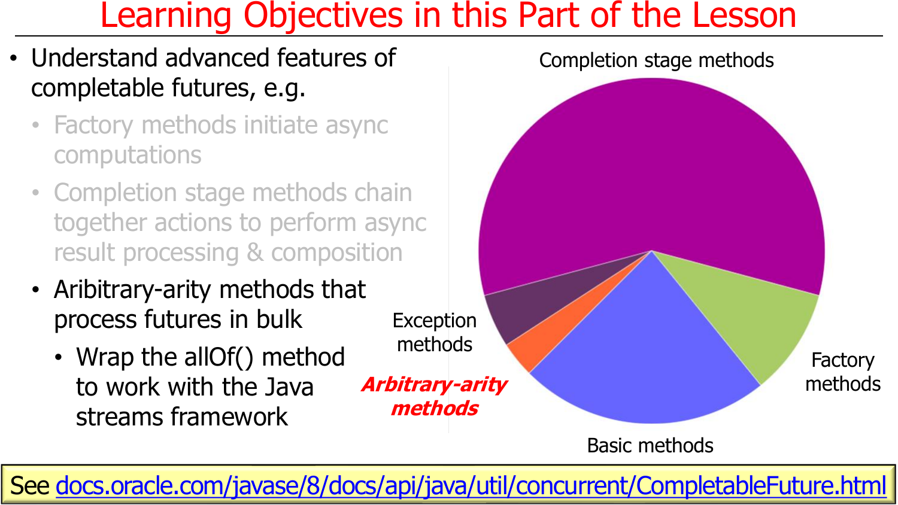# Learning Objectives in this Part of the Lesson

- Understand advanced features of completable futures, e.g.
  - Factory methods initiate async computations
  - Completion stage methods chain together actions to perform async result processing & composition
  - Aribitrary-arity methods that process futures in bulk
    - Wrap the allOf() method to work with the Java streams framework

Completion stage methods

Exception methods

***Arbitrary-arity methods***

Basic methods

Factory methods

See docs.oracle.com/javase/8/docs/api/java/util/concurrent/CompletableFuture.html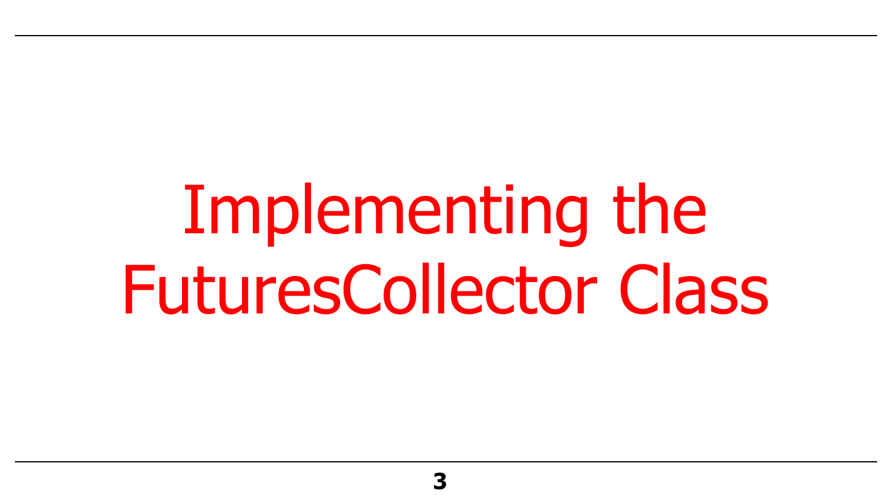# Implementing the FuturesCollector Class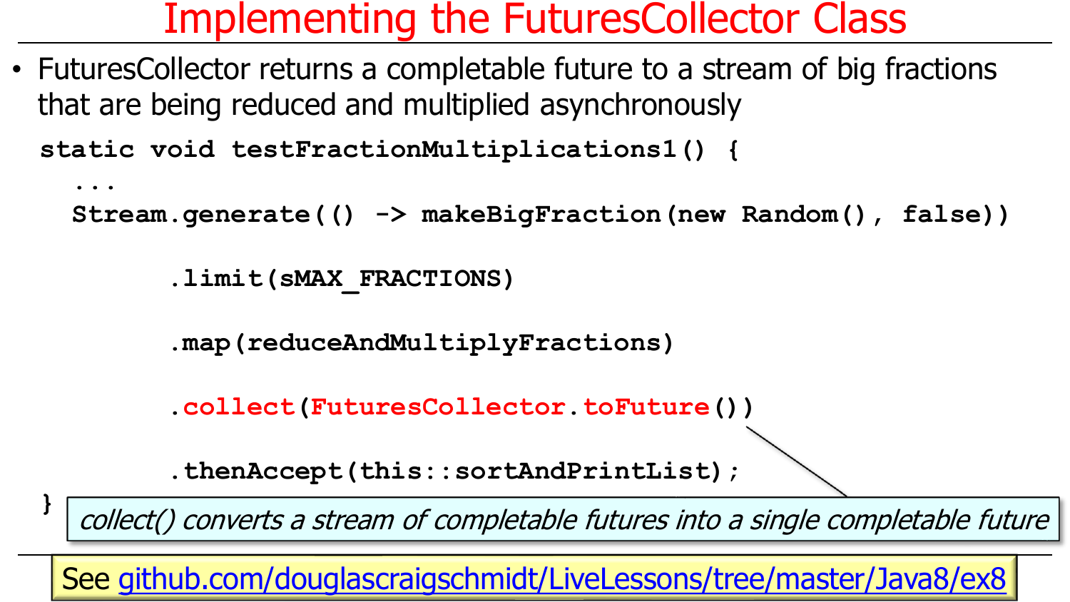# Implementing the FuturesCollector Class

- FuturesCollector returns a completable future to a stream of big fractions that are being reduced and multiplied asynchronously

```
static void testFractionMultiplications1() {
  ...
  Stream.generate(() -> makeBigFraction(new Random(), false))

        .limit(sMAX_FRACTIONS)

        .map(reduceAndMultiplyFractions)

        .collect(FuturesCollector.toFuture())

        .thenAccept(this::sortAndPrintList);
}
```

*collect() converts a stream of completable futures into a single completable future*

See github.com/douglascraigschmidt/LiveLessons/tree/master/Java8/ex8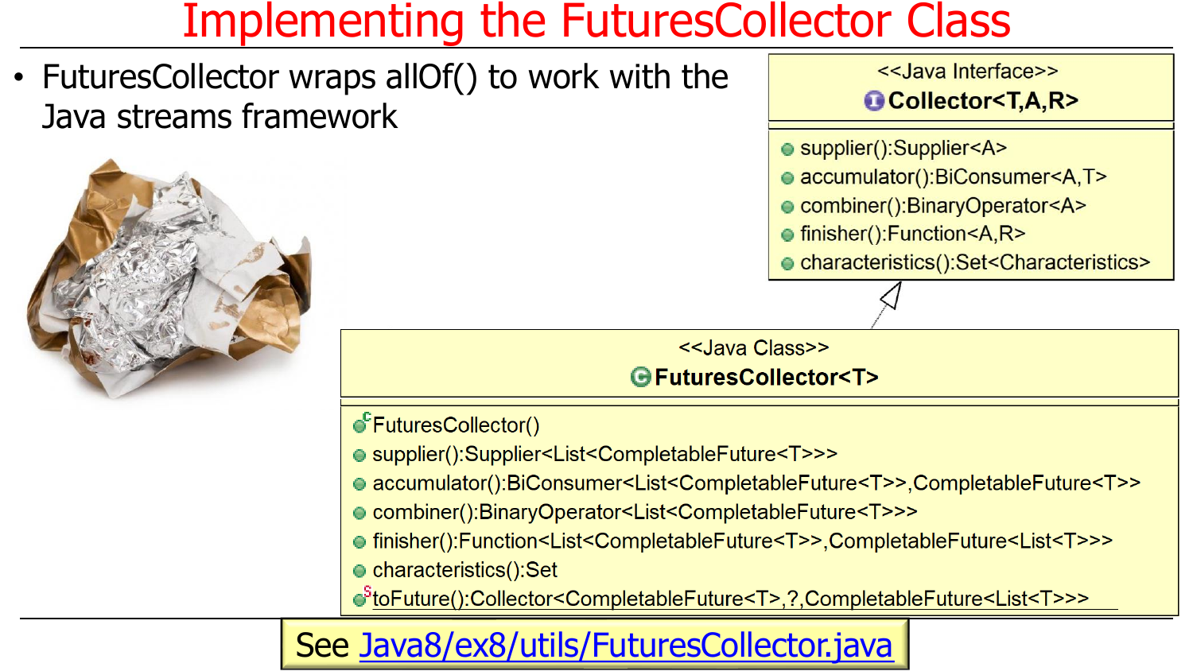# Implementing the FuturesCollector Class

- FuturesCollector wraps allOf() to work with the Java streams framework

<<Java Interface>>
**Collector<T,A,R>**

- supplier():Supplier<A>
- accumulator():BiConsumer<A,T>
- combiner():BinaryOperator<A>
- finisher():Function<A,R>
- characteristics():Set<Characteristics>

<<Java Class>>
**FuturesCollector<T>**

- FuturesCollector()
- supplier():Supplier<List<CompletableFuture<T>>>
- accumulator():BiConsumer<List<CompletableFuture<T>>,CompletableFuture<T>>
- combiner():BinaryOperator<List<CompletableFuture<T>>>
- finisher():Function<List<CompletableFuture<T>>,CompletableFuture<List<T>>>
- characteristics():Set
- toFuture():Collector<CompletableFuture<T>,?,CompletableFuture<List<T>>>

See Java8/ex8/utils/FuturesCollector.java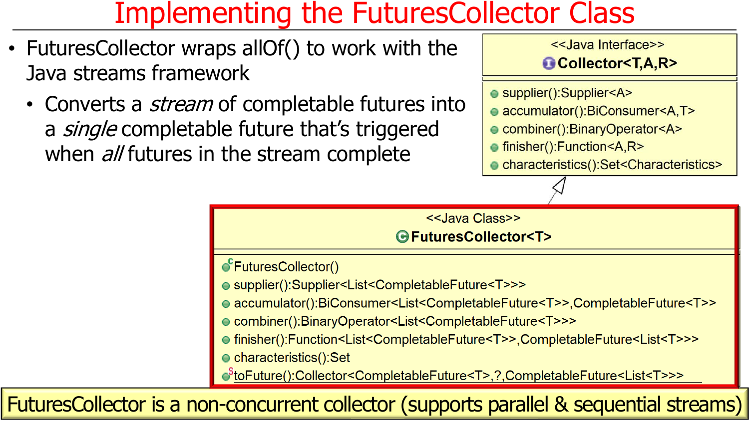# Implementing the FuturesCollector Class

- FuturesCollector wraps allOf() to work with the Java streams framework
  - Converts a *stream* of completable futures into a *single* completable future that's triggered when *all* futures in the stream complete

<<Java Interface>>
**Collector<T,A,R>**

- supplier():Supplier<A>
- accumulator():BiConsumer<A,T>
- combiner():BinaryOperator<A>
- finisher():Function<A,R>
- characteristics():Set<Characteristics>

<<Java Class>>
**FuturesCollector<T>**

- FuturesCollector()
- supplier():Supplier<List<CompletableFuture<T>>>
- accumulator():BiConsumer<List<CompletableFuture<T>>,CompletableFuture<T>>
- combiner():BinaryOperator<List<CompletableFuture<T>>>
- finisher():Function<List<CompletableFuture<T>>,CompletableFuture<List<T>>>
- characteristics():Set
- toFuture():Collector<CompletableFuture<T>,?,CompletableFuture<List<T>>>

FuturesCollector is a non-concurrent collector (supports parallel & sequential streams)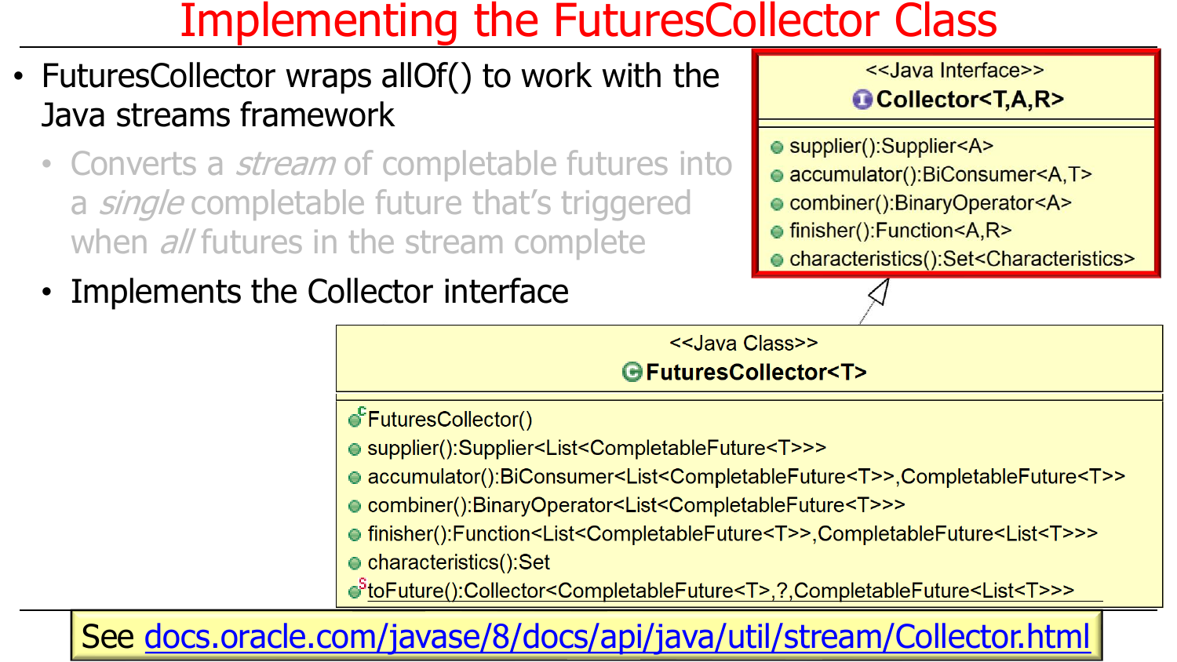# Implementing the FuturesCollector Class

- FuturesCollector wraps allOf() to work with the Java streams framework
  - Converts a *stream* of completable futures into a *single* completable future that's triggered when *all* futures in the stream complete
  - Implements the Collector interface

<<Java Interface>>
**Collector<T,A,R>**

- supplier():Supplier<A>
- accumulator():BiConsumer<A,T>
- combiner():BinaryOperator<A>
- finisher():Function<A,R>
- characteristics():Set<Characteristics>

<<Java Class>>
**FuturesCollector<T>**

- FuturesCollector()
- supplier():Supplier<List<CompletableFuture<T>>>
- accumulator():BiConsumer<List<CompletableFuture<T>>,CompletableFuture<T>>
- combiner():BinaryOperator<List<CompletableFuture<T>>>
- finisher():Function<List<CompletableFuture<T>>,CompletableFuture<List<T>>>
- characteristics():Set
- toFuture():Collector<CompletableFuture<T>,?,CompletableFuture<List<T>>>

See docs.oracle.com/javase/8/docs/api/java/util/stream/Collector.html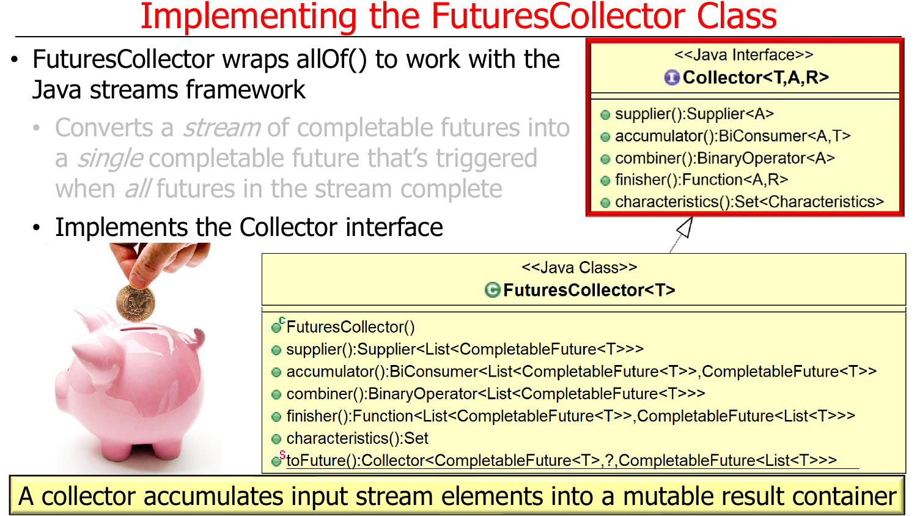# Implementing the FuturesCollector Class

- FuturesCollector wraps allOf() to work with the Java streams framework
  - Converts a *stream* of completable futures into a *single* completable future that's triggered when *all* futures in the stream complete
  - Implements the Collector interface

<<Java Interface>>
**Collector<T,A,R>**

- supplier():Supplier<A>
- accumulator():BiConsumer<A,T>
- combiner():BinaryOperator<A>
- finisher():Function<A,R>
- characteristics():Set<Characteristics>

<<Java Class>>
**FuturesCollector<T>**

- FuturesCollector()
- supplier():Supplier<List<CompletableFuture<T>>>
- accumulator():BiConsumer<List<CompletableFuture<T>>,CompletableFuture<T>>
- combiner():BinaryOperator<List<CompletableFuture<T>>>
- finisher():Function<List<CompletableFuture<T>>,CompletableFuture<List<T>>>
- characteristics():Set
- toFuture():Collector<CompletableFuture<T>,?,CompletableFuture<List<T>>>

A collector accumulates input stream elements into a mutable result container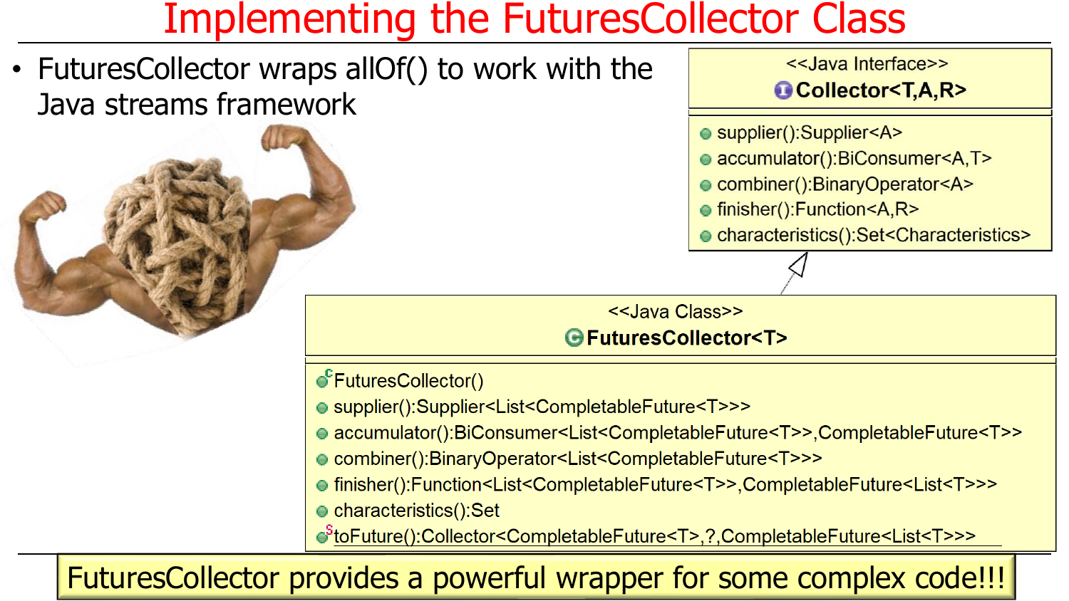# Implementing the FuturesCollector Class

- FuturesCollector wraps allOf() to work with the Java streams framework

<<Java Interface>>
**Collector<T,A,R>**

- supplier():Supplier<A>
- accumulator():BiConsumer<A,T>
- combiner():BinaryOperator<A>
- finisher():Function<A,R>
- characteristics():Set<Characteristics>

<<Java Class>>
**FuturesCollector<T>**

- FuturesCollector()
- supplier():Supplier<List<CompletableFuture<T>>>
- accumulator():BiConsumer<List<CompletableFuture<T>>,CompletableFuture<T>>
- combiner():BinaryOperator<List<CompletableFuture<T>>>
- finisher():Function<List<CompletableFuture<T>>,CompletableFuture<List<T>>>
- characteristics():Set
- toFuture():Collector<CompletableFuture<T>,?,CompletableFuture<List<T>>>

FuturesCollector provides a powerful wrapper for some complex code!!!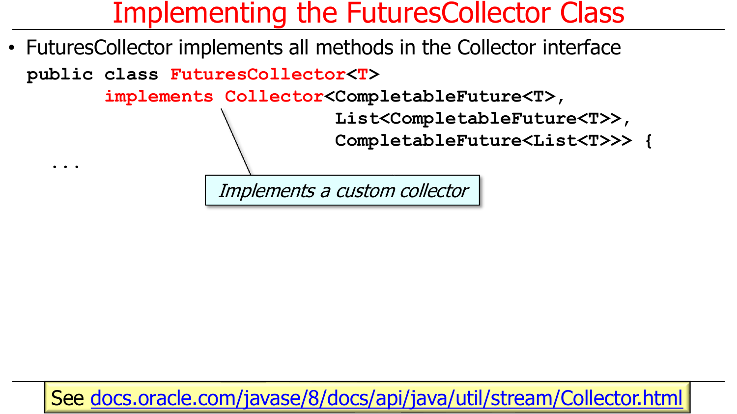# Implementing the FuturesCollector Class

- FuturesCollector implements all methods in the Collector interface

```
public class FuturesCollector<T>
       implements Collector<CompletableFuture<T>,
                            List<CompletableFuture<T>>,
                            CompletableFuture<List<T>>> {
   ...
```

*Implements a custom collector*

See docs.oracle.com/javase/8/docs/api/java/util/stream/Collector.html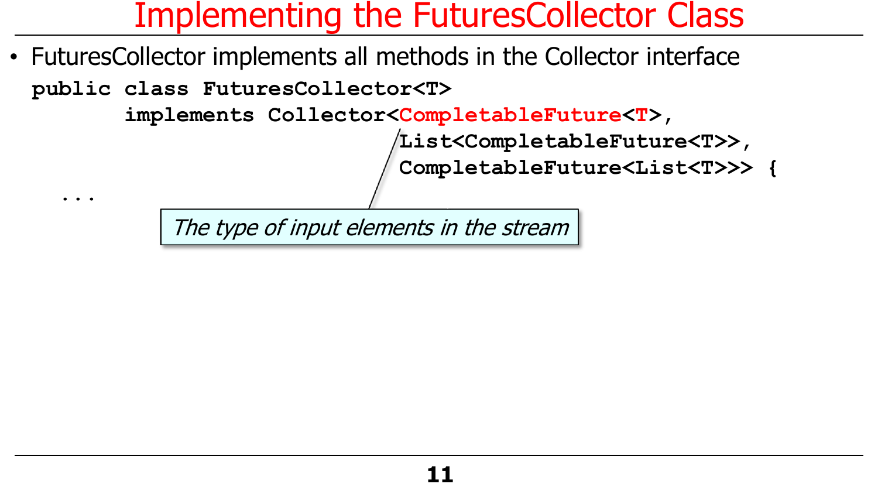# Implementing the FuturesCollector Class

- FuturesCollector implements all methods in the Collector interface

```
public class FuturesCollector<T>
       implements Collector<CompletableFuture<T>,
                            List<CompletableFuture<T>>,
                            CompletableFuture<List<T>>> {
   ...
```

*The type of input elements in the stream*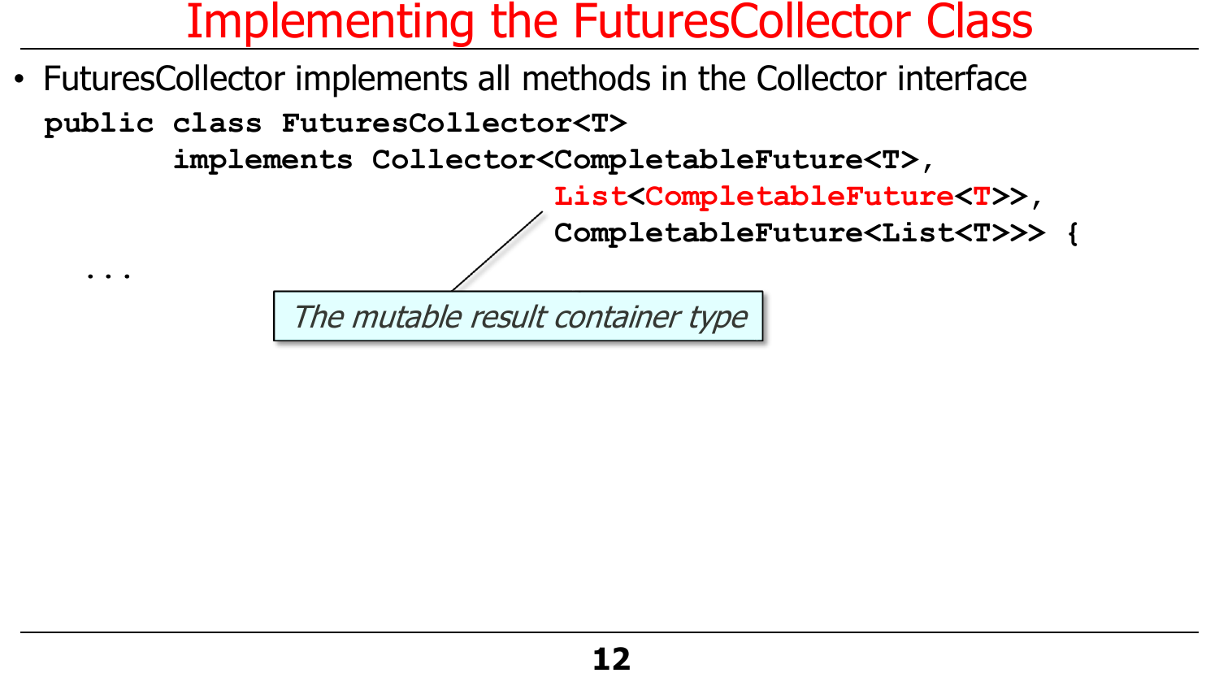# Implementing the FuturesCollector Class

- FuturesCollector implements all methods in the Collector interface

```
public class FuturesCollector<T>
       implements Collector<CompletableFuture<T>,
                            List<CompletableFuture<T>>,
                            CompletableFuture<List<T>>> {
   ...
```

*The mutable result container type*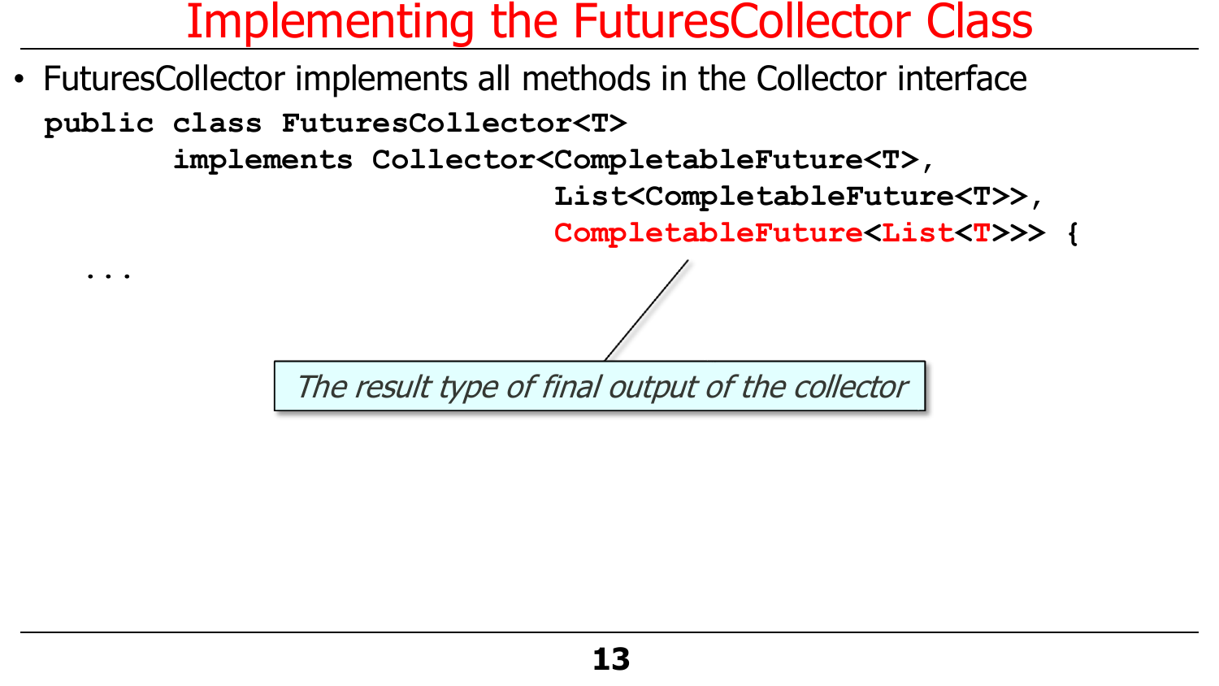# Implementing the FuturesCollector Class

- FuturesCollector implements all methods in the Collector interface

```
public class FuturesCollector<T>
       implements Collector<CompletableFuture<T>,
                            List<CompletableFuture<T>>,
                            CompletableFuture<List<T>>> {
   ...
```

*The result type of final output of the collector*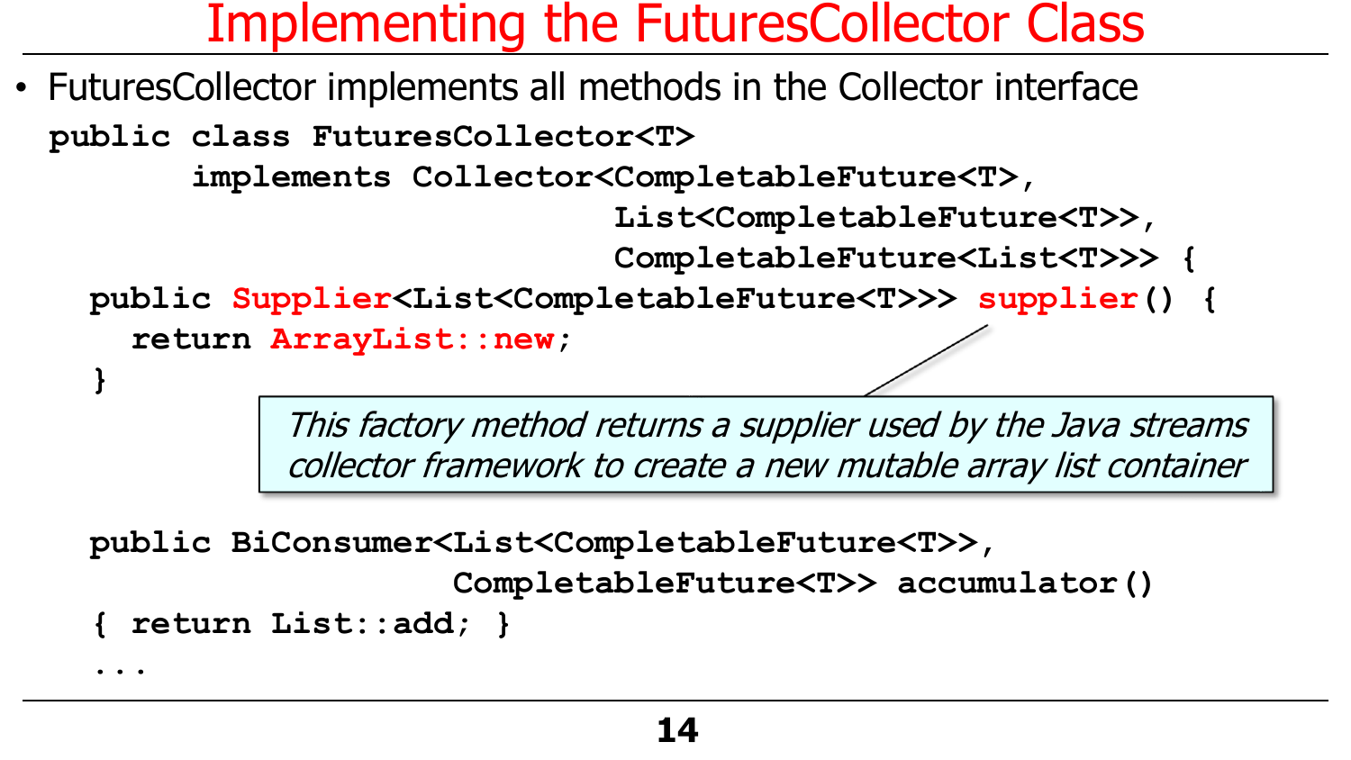# Implementing the FuturesCollector Class

- FuturesCollector implements all methods in the Collector interface

```
public class FuturesCollector<T>
       implements Collector<CompletableFuture<T>,
                            List<CompletableFuture<T>>,
                            CompletableFuture<List<T>>> {
  public Supplier<List<CompletableFuture<T>>> supplier() {
    return ArrayList::new;
  }

  public BiConsumer<List<CompletableFuture<T>>,
                    CompletableFuture<T>> accumulator()
  { return List::add; }
  ...
```

*This factory method returns a supplier used by the Java streams collector framework to create a new mutable array list container*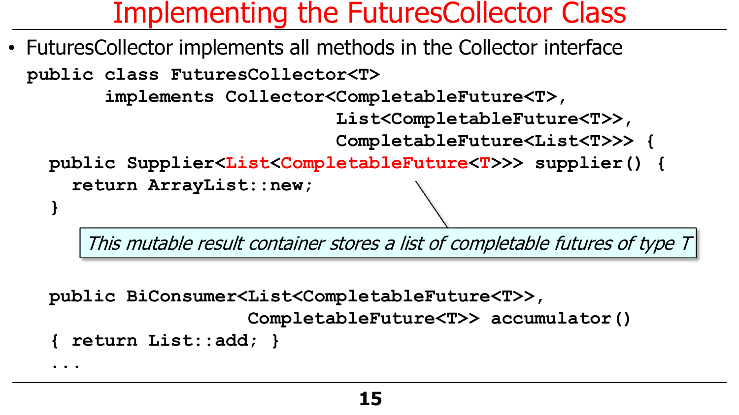# Implementing the FuturesCollector Class

- FuturesCollector implements all methods in the Collector interface

```
public class FuturesCollector<T>
       implements Collector<CompletableFuture<T>,
                            List<CompletableFuture<T>>,
                            CompletableFuture<List<T>>> {
  public Supplier<List<CompletableFuture<T>>> supplier() {
    return ArrayList::new;
  }
```

*This mutable result container stores a list of completable futures of type T*

```
  public BiConsumer<List<CompletableFuture<T>>,
                    CompletableFuture<T>> accumulator()
  { return List::add; }
  ...
```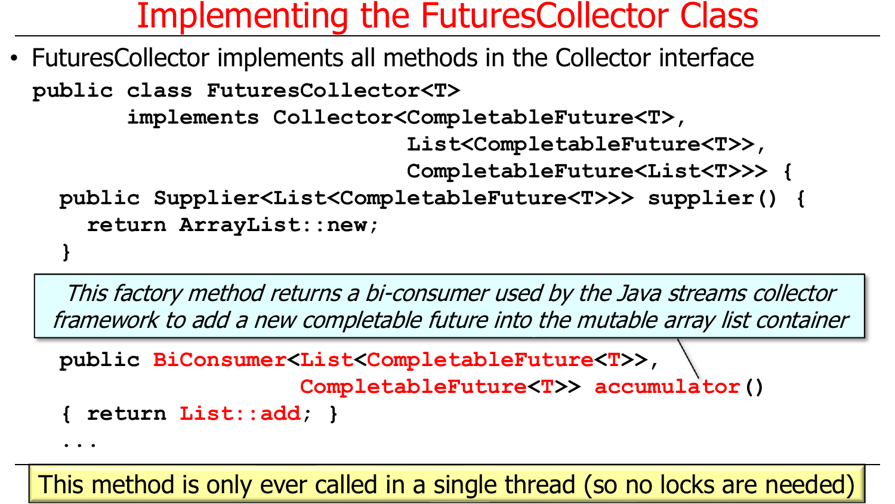# Implementing the FuturesCollector Class

- FuturesCollector implements all methods in the Collector interface

```
public class FuturesCollector<T>
       implements Collector<CompletableFuture<T>,
                            List<CompletableFuture<T>>,
                            CompletableFuture<List<T>>> {
  public Supplier<List<CompletableFuture<T>>> supplier() {
    return ArrayList::new;
  }
```

*This factory method returns a bi-consumer used by the Java streams collector framework to add a new completable future into the mutable array list container*

```
  public BiConsumer<List<CompletableFuture<T>>,
                    CompletableFuture<T>> accumulator()
  { return List::add; }
  ...
```

This method is only ever called in a single thread (so no locks are needed)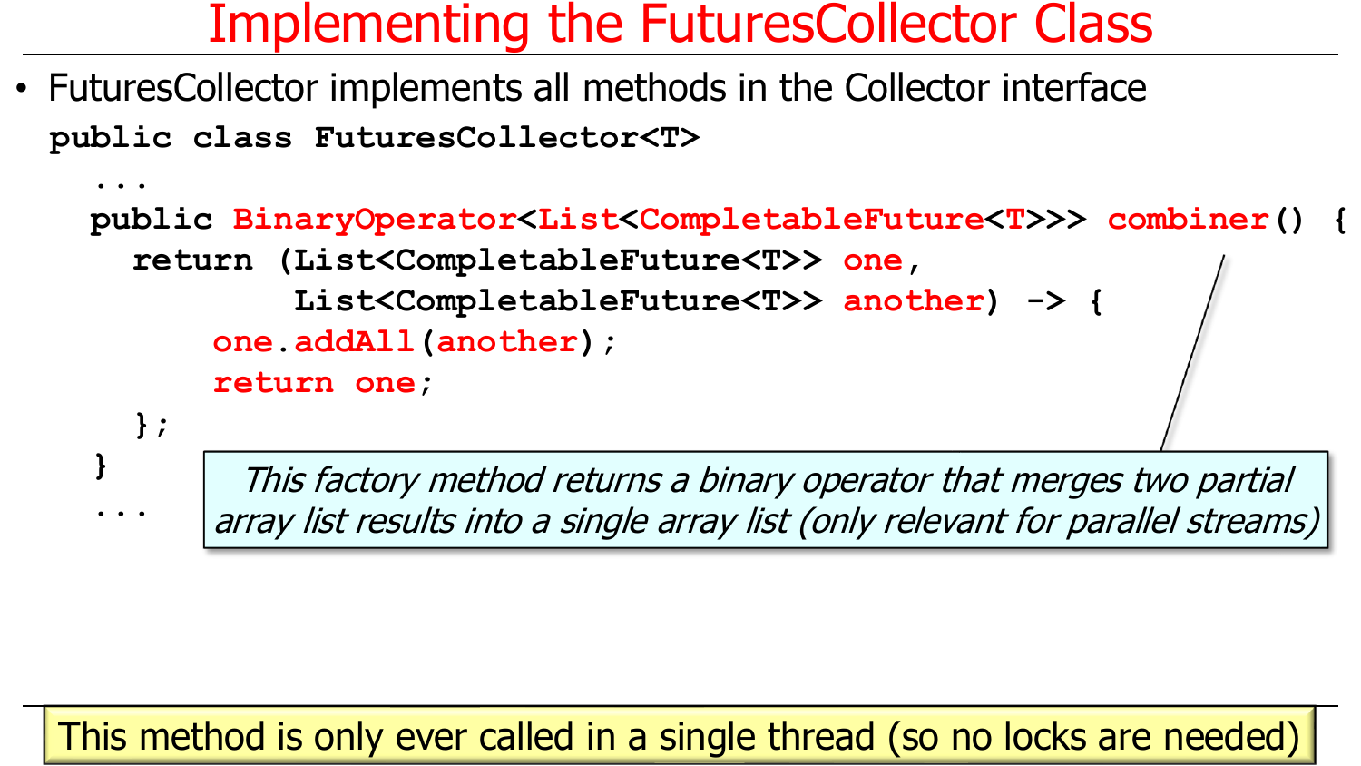# Implementing the FuturesCollector Class

- FuturesCollector implements all methods in the Collector interface

```
public class FuturesCollector<T>
  ...
  public BinaryOperator<List<CompletableFuture<T>>> combiner() {
    return (List<CompletableFuture<T>> one,
            List<CompletableFuture<T>> another) -> {
        one.addAll(another);
        return one;
    };
  }
  ...
```

*This factory method returns a binary operator that merges two partial array list results into a single array list (only relevant for parallel streams)*

This method is only ever called in a single thread (so no locks are needed)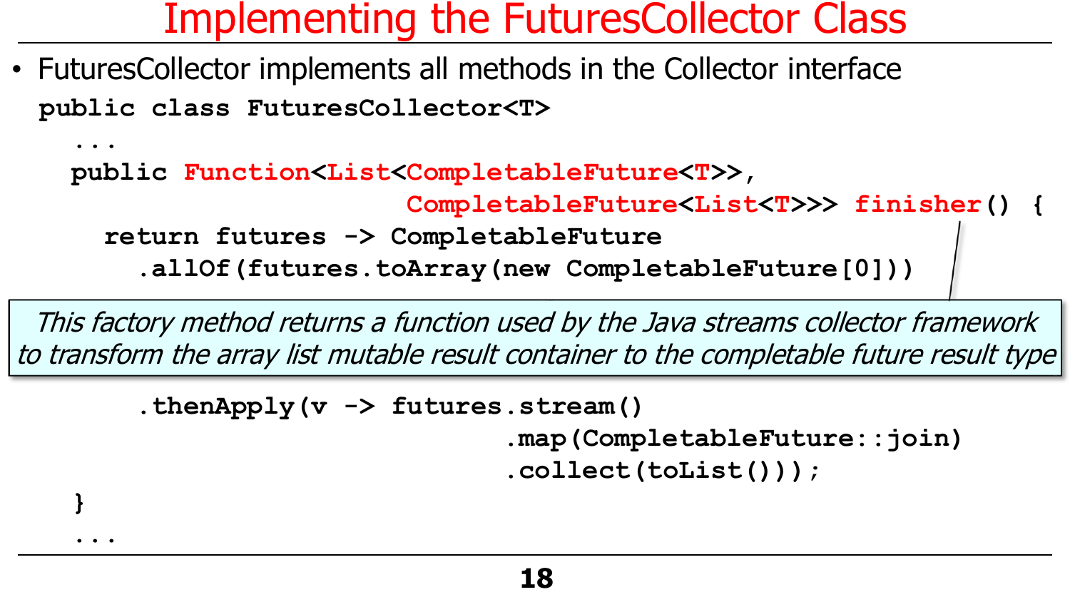# Implementing the FuturesCollector Class

- FuturesCollector implements all methods in the Collector interface

```
public class FuturesCollector<T>
  ...
  public Function<List<CompletableFuture<T>>,
                  CompletableFuture<List<T>>> finisher() {
    return futures -> CompletableFuture
      .allOf(futures.toArray(new CompletableFuture[0]))
```

*This factory method returns a function used by the Java streams collector framework to transform the array list mutable result container to the completable future result type*

```
      .thenApply(v -> futures.stream()
                             .map(CompletableFuture::join)
                             .collect(toList()));
  }
  ...
```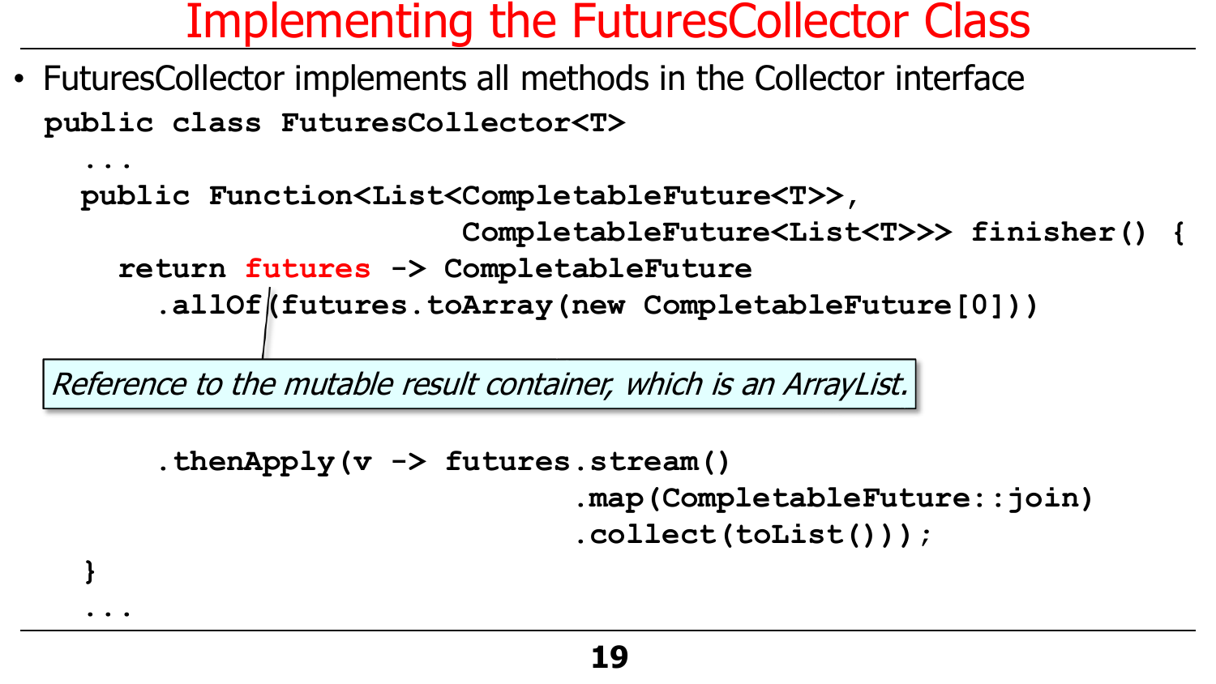# Implementing the FuturesCollector Class

- FuturesCollector implements all methods in the Collector interface

```
public class FuturesCollector<T>
  ...
  public Function<List<CompletableFuture<T>>,
                          CompletableFuture<List<T>>> finisher() {
    return futures -> CompletableFuture
      .allOf(futures.toArray(new CompletableFuture[0]))

      .thenApply(v -> futures.stream()
                             .map(CompletableFuture::join)
                             .collect(toList()));
  }
  ...
```

*Reference to the mutable result container, which is an ArrayList.*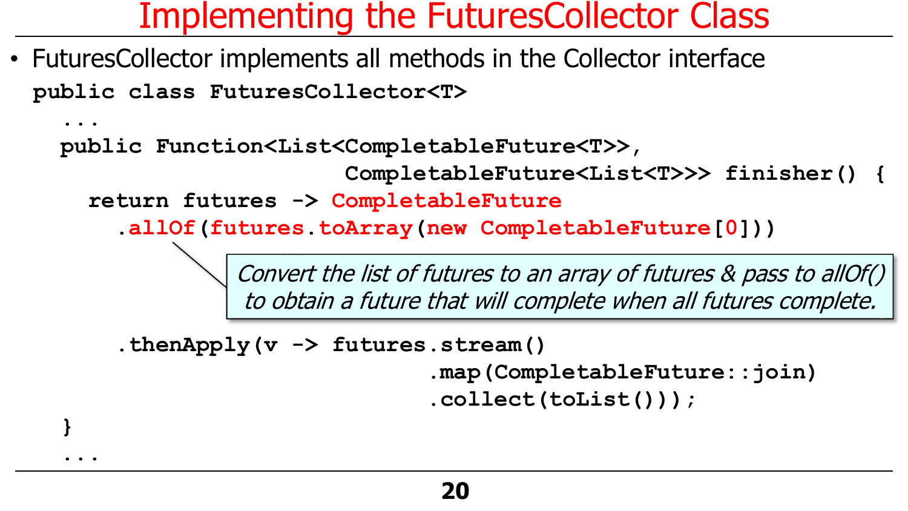# Implementing the FuturesCollector Class

- FuturesCollector implements all methods in the Collector interface

```
public class FuturesCollector<T>
  ...
  public Function<List<CompletableFuture<T>>,
                  CompletableFuture<List<T>>> finisher() {
    return futures -> CompletableFuture
      .allOf(futures.toArray(new CompletableFuture[0]))

      .thenApply(v -> futures.stream()
                             .map(CompletableFuture::join)
                             .collect(toList()));
  }
  ...
```

*Convert the list of futures to an array of futures & pass to allOf() to obtain a future that will complete when all futures complete.*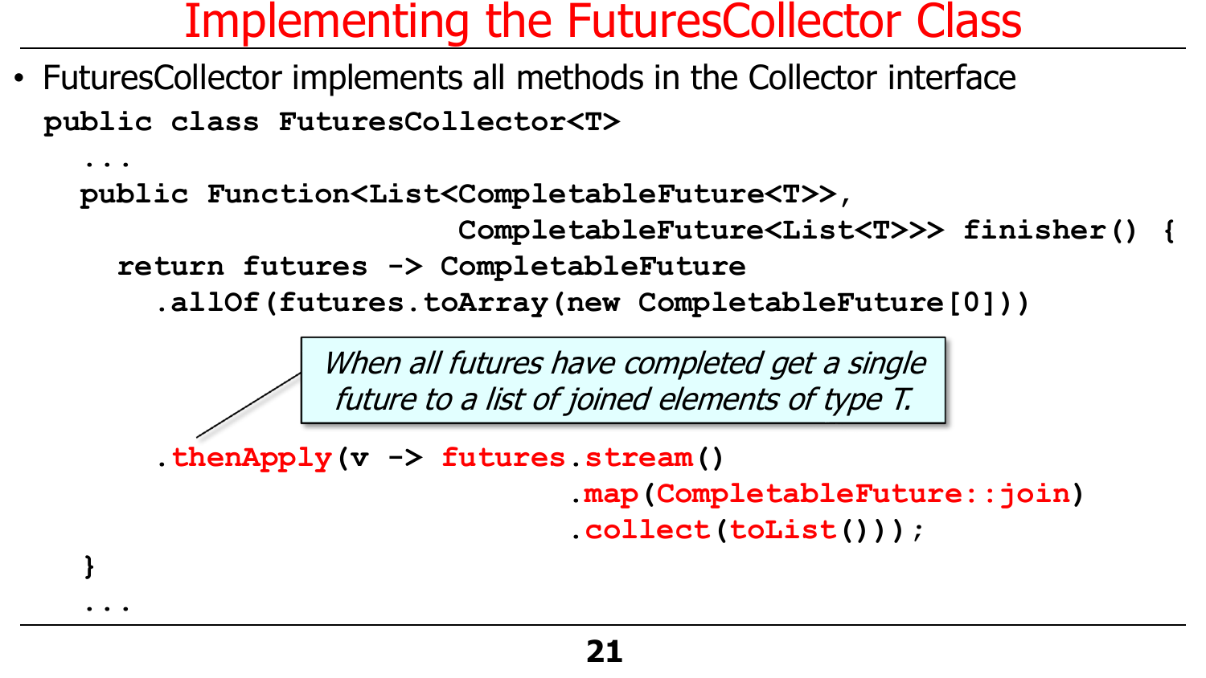# Implementing the FuturesCollector Class

- FuturesCollector implements all methods in the Collector interface

```
public class FuturesCollector<T>
  ...
  public Function<List<CompletableFuture<T>>,
                          CompletableFuture<List<T>>> finisher() {
    return futures -> CompletableFuture
      .allOf(futures.toArray(new CompletableFuture[0]))
      .thenApply(v -> futures.stream()
                              .map(CompletableFuture::join)
                              .collect(toList()));
  }
  ...
```

*When all futures have completed get a single future to a list of joined elements of type T.*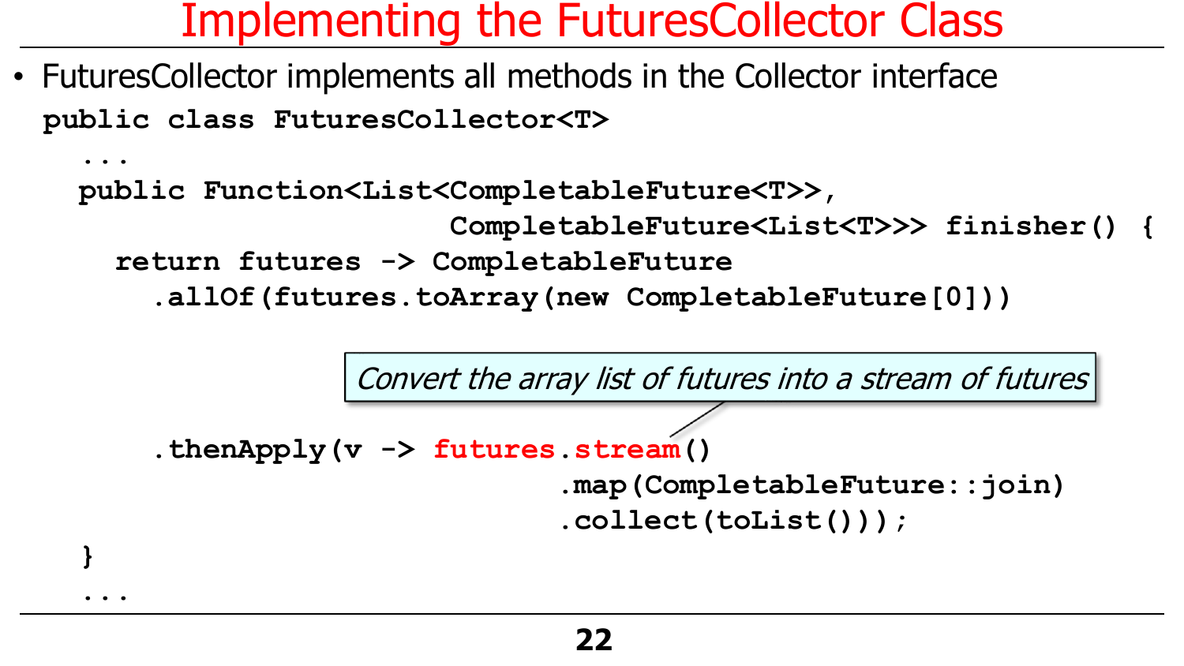# Implementing the FuturesCollector Class

- FuturesCollector implements all methods in the Collector interface

```
public class FuturesCollector<T>
  ...
  public Function<List<CompletableFuture<T>>,
                  CompletableFuture<List<T>>> finisher() {
    return futures -> CompletableFuture
      .allOf(futures.toArray(new CompletableFuture[0]))

      .thenApply(v -> futures.stream()
                             .map(CompletableFuture::join)
                             .collect(toList()));
  }
  ...
```

*Convert the array list of futures into a stream of futures*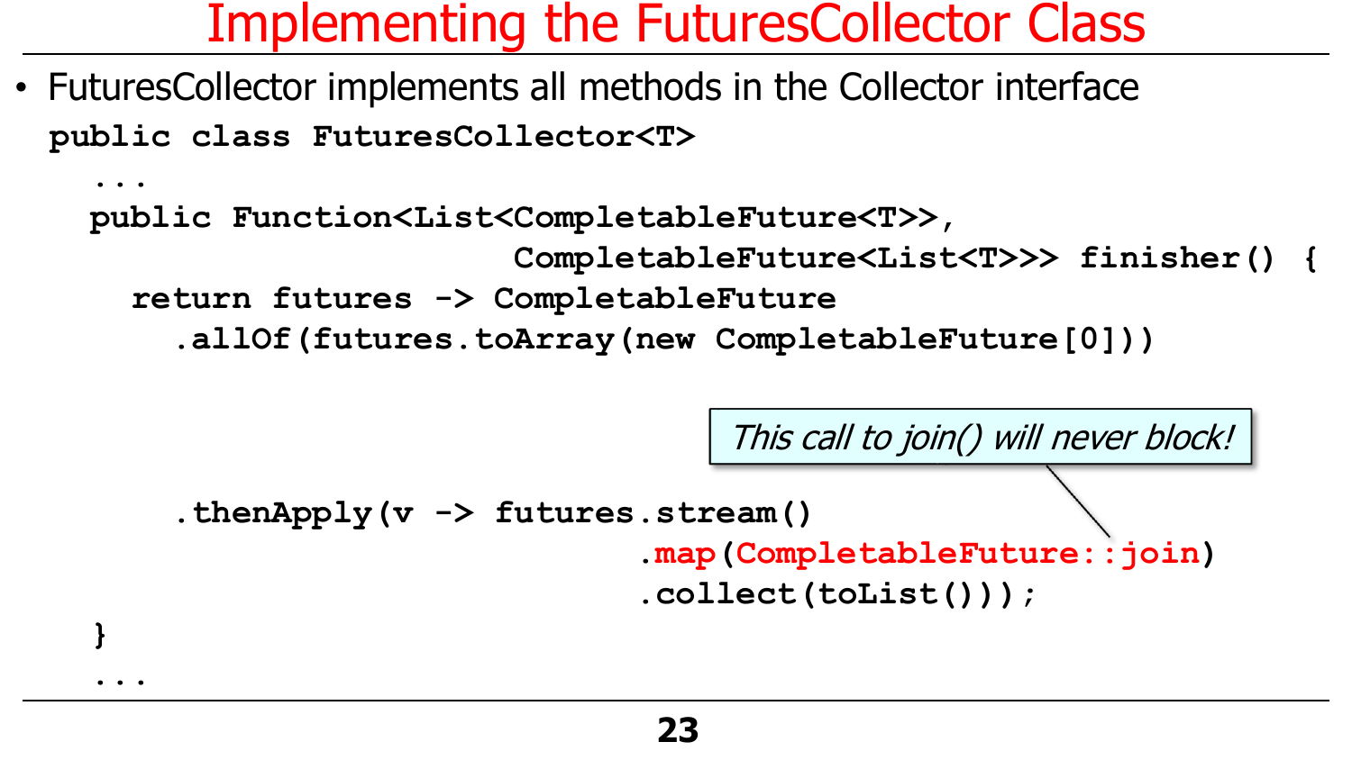# Implementing the FuturesCollector Class

- FuturesCollector implements all methods in the Collector interface

```
public class FuturesCollector<T>
  ...
  public Function<List<CompletableFuture<T>>,
                         CompletableFuture<List<T>>> finisher() {
    return futures -> CompletableFuture
      .allOf(futures.toArray(new CompletableFuture[0]))


      .thenApply(v -> futures.stream()
                             .map(CompletableFuture::join)
                             .collect(toList()));
  }
  ...
```

*This call to join() will never block!*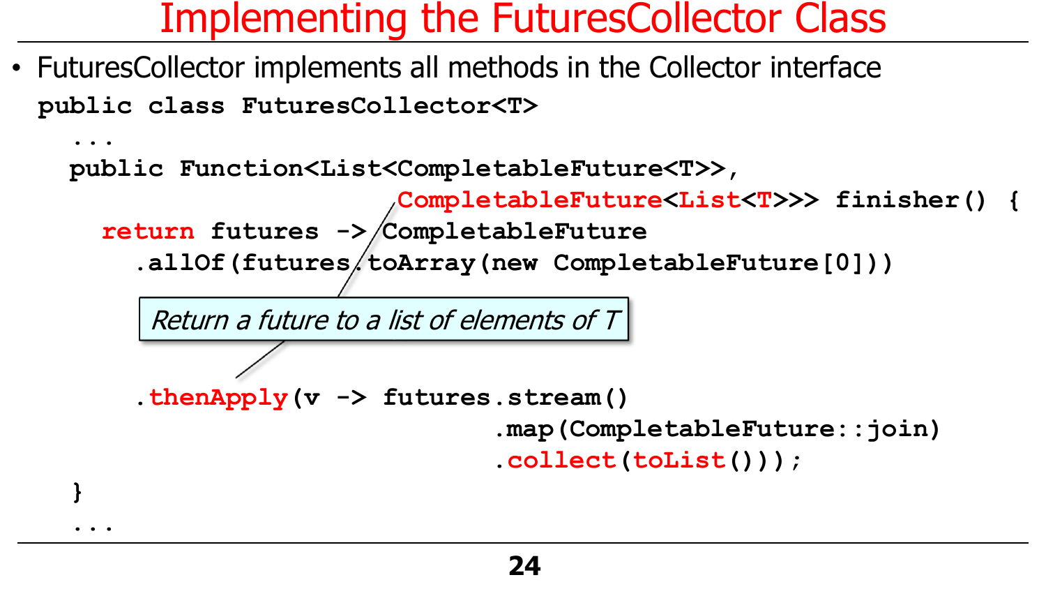# Implementing the FuturesCollector Class

- FuturesCollector implements all methods in the Collector interface

```
public class FuturesCollector<T>
  ...
  public Function<List<CompletableFuture<T>>,
                  CompletableFuture<List<T>>> finisher() {
    return futures -> CompletableFuture
      .allOf(futures.toArray(new CompletableFuture[0]))

      .thenApply(v -> futures.stream()
                             .map(CompletableFuture::join)
                             .collect(toList()));
  }
  ...
```

*Return a future to a list of elements of T*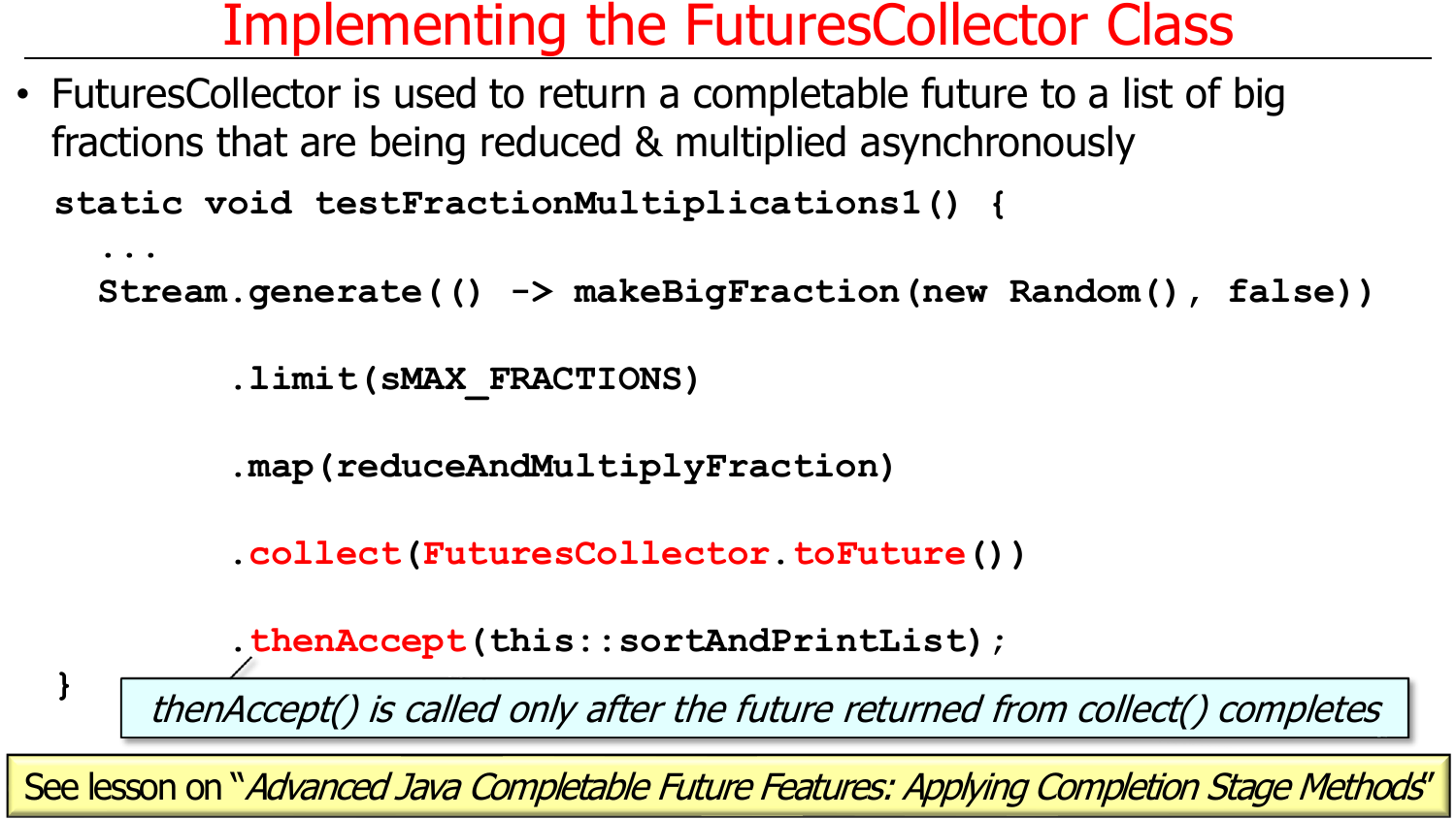# Implementing the FuturesCollector Class

- FuturesCollector is used to return a completable future to a list of big fractions that are being reduced & multiplied asynchronously

```
static void testFractionMultiplications1() {
  ...
  Stream.generate(() -> makeBigFraction(new Random(), false))

        .limit(sMAX_FRACTIONS)

        .map(reduceAndMultiplyFraction)

        .collect(FuturesCollector.toFuture())

        .thenAccept(this::sortAndPrintList);
}
```

*thenAccept() is called only after the future returned from collect() completes*

See lesson on "*Advanced Java Completable Future Features: Applying Completion Stage Methods*"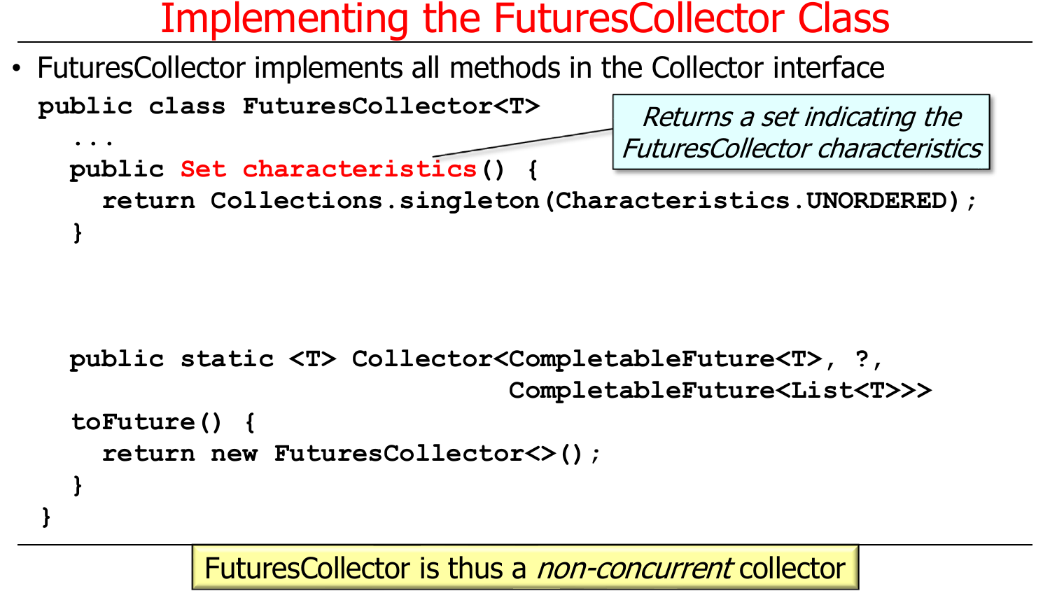# Implementing the FuturesCollector Class

- FuturesCollector implements all methods in the Collector interface

```
public class FuturesCollector<T>
  ...
  public Set characteristics() {
    return Collections.singleton(Characteristics.UNORDERED);
  }


  public static <T> Collector<CompletableFuture<T>, ?,
                              CompletableFuture<List<T>>>
  toFuture() {
    return new FuturesCollector<>();
  }
}
```

*Returns a set indicating the FuturesCollector characteristics*

FuturesCollector is thus a *non-concurrent* collector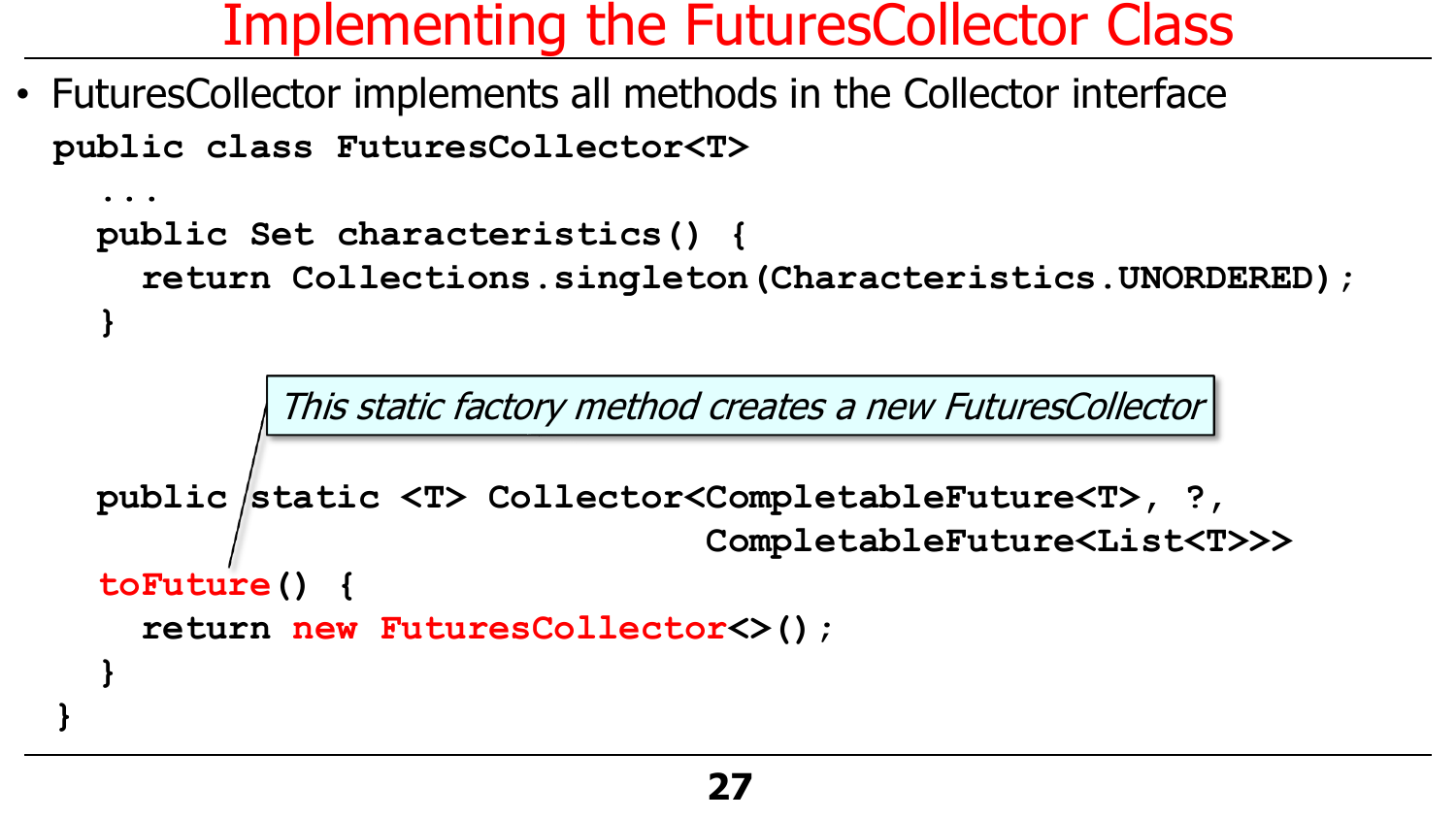# Implementing the FuturesCollector Class

- FuturesCollector implements all methods in the Collector interface

```
public class FuturesCollector<T>
  ...
  public Set characteristics() {
    return Collections.singleton(Characteristics.UNORDERED);
  }

  public static <T> Collector<CompletableFuture<T>, ?,
                              CompletableFuture<List<T>>>
  toFuture() {
    return new FuturesCollector<>();
  }
}
```

*This static factory method creates a new FuturesCollector*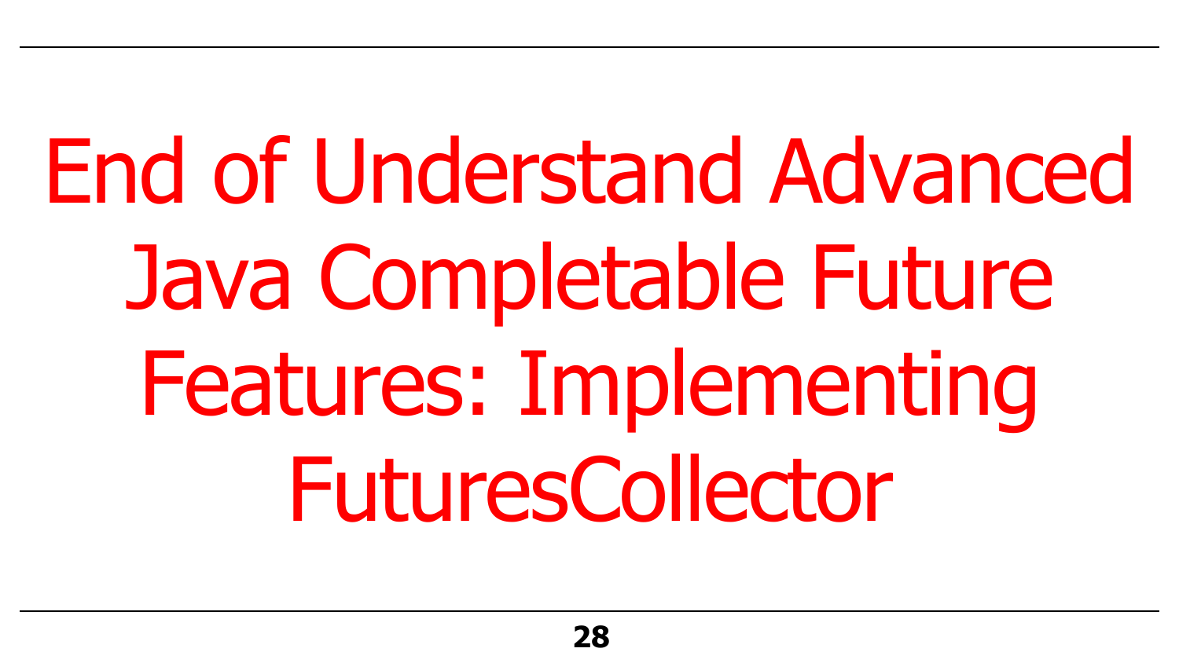# End of Understand Advanced Java Completable Future Features: Implementing FuturesCollector